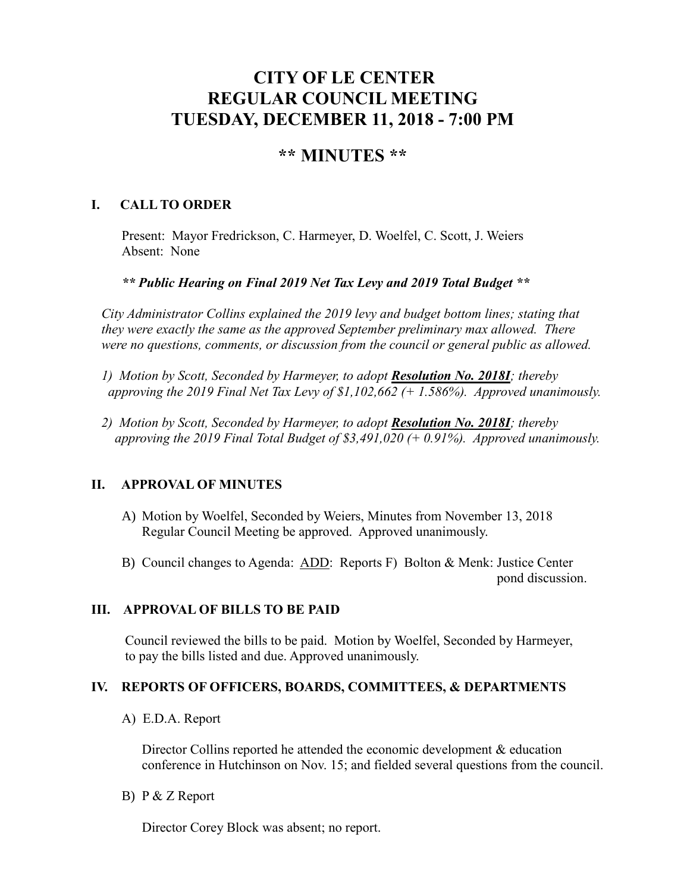# CITY OF LE CENTER
# REGULAR COUNCIL MEETING
# TUESDAY, DECEMBER 11, 2018 - 7:00 PM

## ** MINUTES **

### I. CALL TO ORDER

Present: Mayor Fredrickson, C. Harmeyer, D. Woelfel, C. Scott, J. Weiers
Absent: None

***** Public Hearing on Final 2019 Net Tax Levy and 2019 Total Budget *****

*City Administrator Collins explained the 2019 levy and budget bottom lines; stating that they were exactly the same as the approved September preliminary max allowed. There were no questions, comments, or discussion from the council or general public as allowed.*

*1) Motion by Scott, Seconded by Harmeyer, to adopt* ***Resolution No. 2018I****; thereby approving the 2019 Final Net Tax Levy of $1,102,662 (+ 1.586%). Approved unanimously.*

*2) Motion by Scott, Seconded by Harmeyer, to adopt* ***Resolution No. 2018I****; thereby approving the 2019 Final Total Budget of $3,491,020 (+ 0.91%). Approved unanimously.*

### II. APPROVAL OF MINUTES

A) Motion by Woelfel, Seconded by Weiers, Minutes from November 13, 2018 Regular Council Meeting be approved. Approved unanimously.

B) Council changes to Agenda: ADD: Reports F) Bolton & Menk: Justice Center pond discussion.

### III. APPROVAL OF BILLS TO BE PAID

Council reviewed the bills to be paid. Motion by Woelfel, Seconded by Harmeyer, to pay the bills listed and due. Approved unanimously.

### IV. REPORTS OF OFFICERS, BOARDS, COMMITTEES, & DEPARTMENTS

A) E.D.A. Report

Director Collins reported he attended the economic development & education conference in Hutchinson on Nov. 15; and fielded several questions from the council.

B) P & Z Report

Director Corey Block was absent; no report.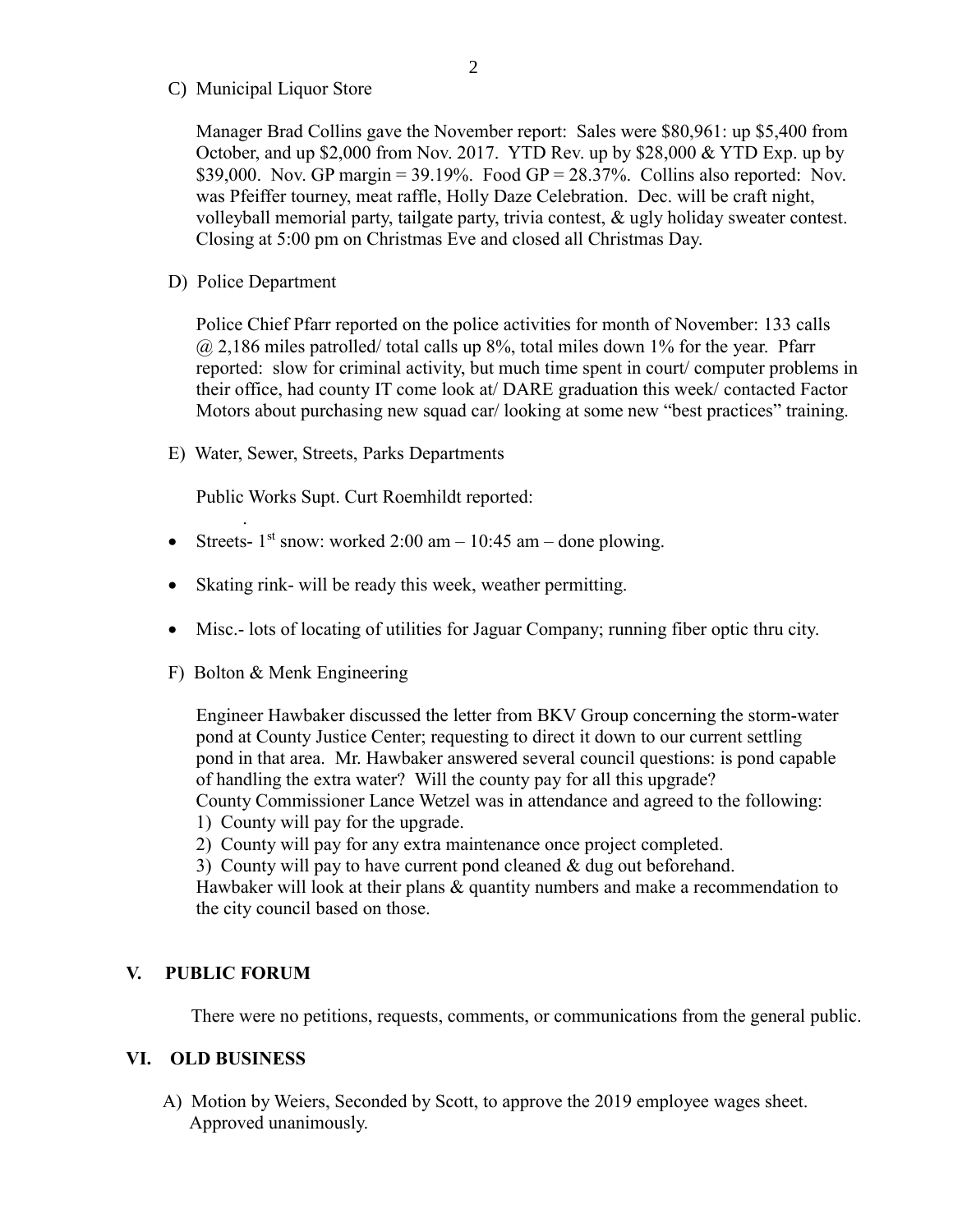C) Municipal Liquor Store

Manager Brad Collins gave the November report: Sales were $80,961: up $5,400 from October, and up $2,000 from Nov. 2017. YTD Rev. up by $28,000 & YTD Exp. up by $39,000. Nov. GP margin = 39.19%. Food GP = 28.37%. Collins also reported: Nov. was Pfeiffer tourney, meat raffle, Holly Daze Celebration. Dec. will be craft night, volleyball memorial party, tailgate party, trivia contest, & ugly holiday sweater contest. Closing at 5:00 pm on Christmas Eve and closed all Christmas Day.

D) Police Department

Police Chief Pfarr reported on the police activities for month of November: 133 calls @ 2,186 miles patrolled/ total calls up 8%, total miles down 1% for the year. Pfarr reported: slow for criminal activity, but much time spent in court/ computer problems in their office, had county IT come look at/ DARE graduation this week/ contacted Factor Motors about purchasing new squad car/ looking at some new "best practices" training.

E) Water, Sewer, Streets, Parks Departments

Public Works Supt. Curt Roemhildt reported:

- Streets- 1st snow: worked 2:00 am – 10:45 am – done plowing.
- Skating rink- will be ready this week, weather permitting.
- Misc.- lots of locating of utilities for Jaguar Company; running fiber optic thru city.

F) Bolton & Menk Engineering

Engineer Hawbaker discussed the letter from BKV Group concerning the storm-water pond at County Justice Center; requesting to direct it down to our current settling pond in that area. Mr. Hawbaker answered several council questions: is pond capable of handling the extra water? Will the county pay for all this upgrade?
County Commissioner Lance Wetzel was in attendance and agreed to the following:
1) County will pay for the upgrade.
2) County will pay for any extra maintenance once project completed.
3) County will pay to have current pond cleaned & dug out beforehand.
Hawbaker will look at their plans & quantity numbers and make a recommendation to the city council based on those.

## V. PUBLIC FORUM

There were no petitions, requests, comments, or communications from the general public.

## VI. OLD BUSINESS

A) Motion by Weiers, Seconded by Scott, to approve the 2019 employee wages sheet. Approved unanimously.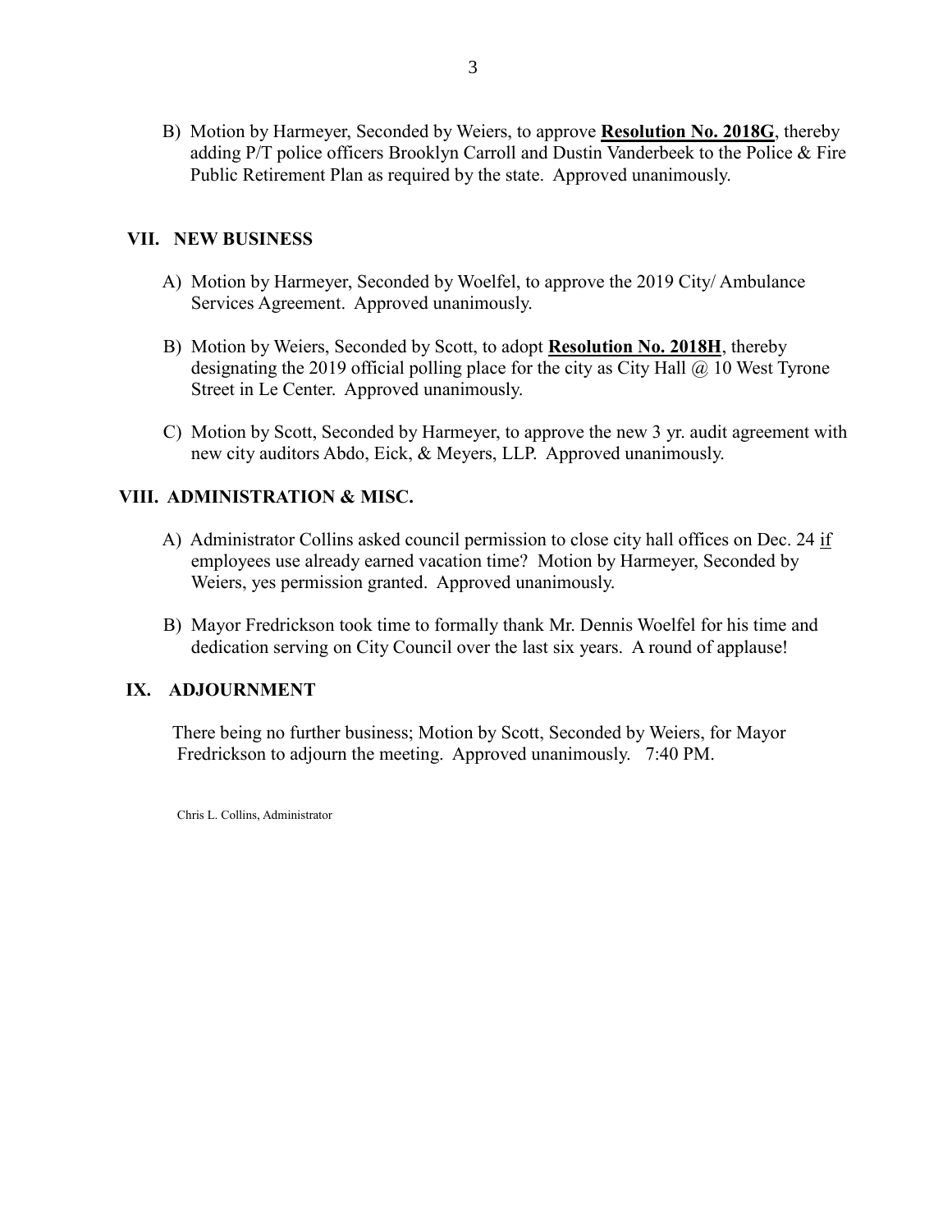B) Motion by Harmeyer, Seconded by Weiers, to approve **Resolution No. 2018G**, thereby adding P/T police officers Brooklyn Carroll and Dustin Vanderbeek to the Police & Fire Public Retirement Plan as required by the state. Approved unanimously.

## VII. NEW BUSINESS

A) Motion by Harmeyer, Seconded by Woelfel, to approve the 2019 City/ Ambulance Services Agreement. Approved unanimously.

B) Motion by Weiers, Seconded by Scott, to adopt **Resolution No. 2018H**, thereby designating the 2019 official polling place for the city as City Hall @ 10 West Tyrone Street in Le Center. Approved unanimously.

C) Motion by Scott, Seconded by Harmeyer, to approve the new 3 yr. audit agreement with new city auditors Abdo, Eick, & Meyers, LLP. Approved unanimously.

## VIII. ADMINISTRATION & MISC.

A) Administrator Collins asked council permission to close city hall offices on Dec. 24 if employees use already earned vacation time? Motion by Harmeyer, Seconded by Weiers, yes permission granted. Approved unanimously.

B) Mayor Fredrickson took time to formally thank Mr. Dennis Woelfel for his time and dedication serving on City Council over the last six years. A round of applause!

## IX. ADJOURNMENT

There being no further business; Motion by Scott, Seconded by Weiers, for Mayor Fredrickson to adjourn the meeting. Approved unanimously. 7:40 PM.

Chris L. Collins, Administrator